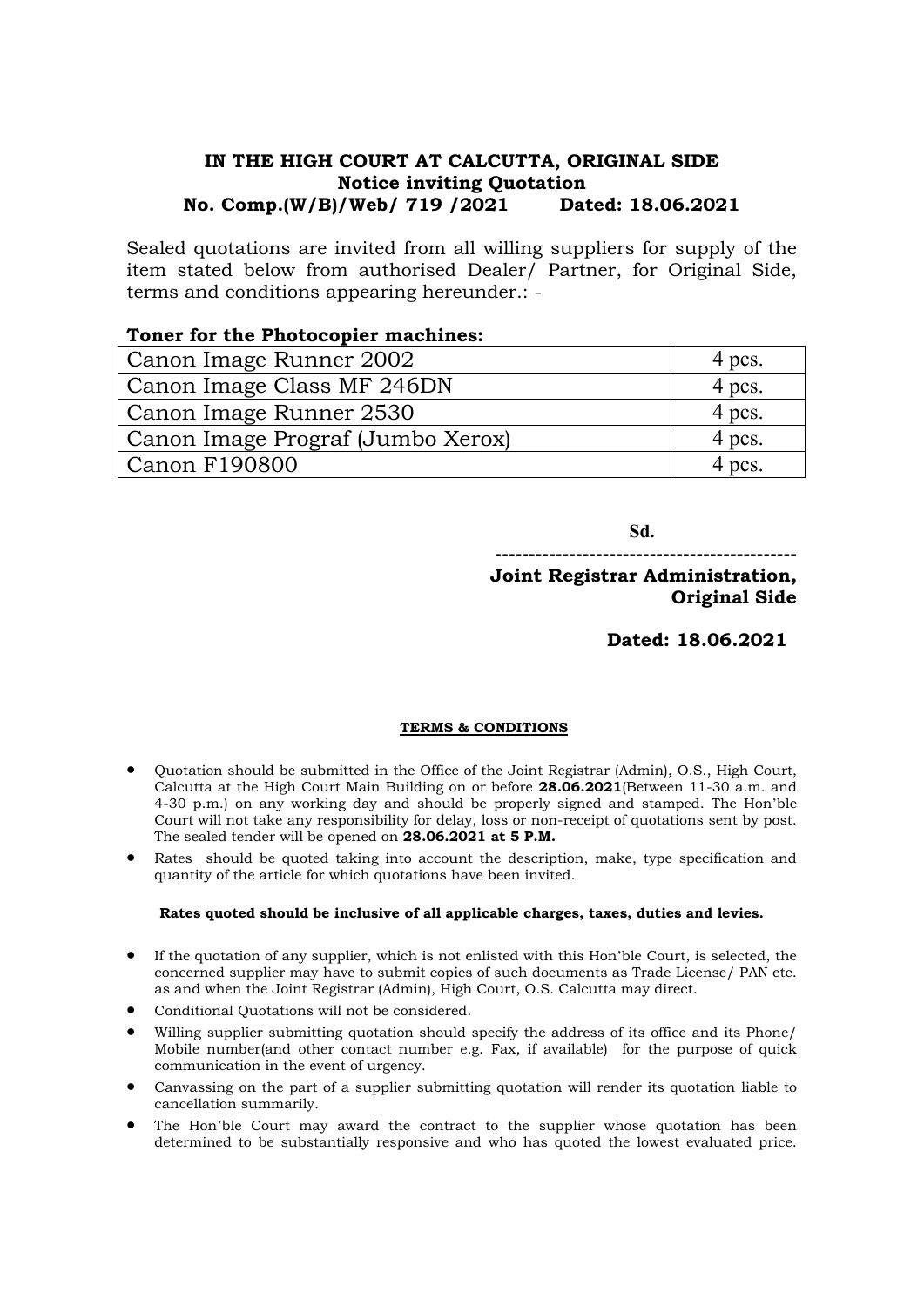## IN THE HIGH COURT AT CALCUTTA, ORIGINAL SIDE

### Notice inviting Quotation

### No. Comp.(W/B)/Web/ 719 /2021 Dated: 18.06.2021

Sealed quotations are invited from all willing suppliers for supply of the item stated below from authorised Dealer/ Partner, for Original Side, terms and conditions appearing hereunder.: -

**Toner for the Photocopier machines:**

| | |
|---|---|
| Canon Image Runner 2002 | 4 pcs. |
| Canon Image Class MF 246DN | 4 pcs. |
| Canon Image Runner 2530 | 4 pcs. |
| Canon Image Prograf (Jumbo Xerox) | 4 pcs. |
| Canon F190800 | 4 pcs. |

**Sd.**

**--------------------------------------------**

**Joint Registrar Administration,**
**Original Side**

**Dated: 18.06.2021**

**TERMS & CONDITIONS**

- Quotation should be submitted in the Office of the Joint Registrar (Admin), O.S., High Court, Calcutta at the High Court Main Building on or before **28.06.2021**(Between 11-30 a.m. and 4-30 p.m.) on any working day and should be properly signed and stamped. The Hon'ble Court will not take any responsibility for delay, loss or non-receipt of quotations sent by post. The sealed tender will be opened on **28.06.2021 at 5 P.M.**
- Rates should be quoted taking into account the description, make, type specification and quantity of the article for which quotations have been invited.

**Rates quoted should be inclusive of all applicable charges, taxes, duties and levies.**

- If the quotation of any supplier, which is not enlisted with this Hon'ble Court, is selected, the concerned supplier may have to submit copies of such documents as Trade License/ PAN etc. as and when the Joint Registrar (Admin), High Court, O.S. Calcutta may direct.
- Conditional Quotations will not be considered.
- Willing supplier submitting quotation should specify the address of its office and its Phone/ Mobile number(and other contact number e.g. Fax, if available) for the purpose of quick communication in the event of urgency.
- Canvassing on the part of a supplier submitting quotation will render its quotation liable to cancellation summarily.
- The Hon'ble Court may award the contract to the supplier whose quotation has been determined to be substantially responsive and who has quoted the lowest evaluated price.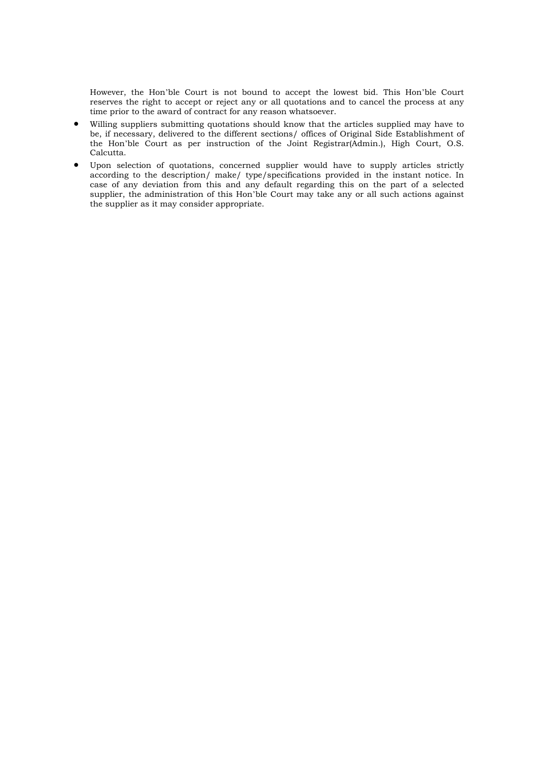However, the Hon'ble Court is not bound to accept the lowest bid. This Hon'ble Court reserves the right to accept or reject any or all quotations and to cancel the process at any time prior to the award of contract for any reason whatsoever.

- Willing suppliers submitting quotations should know that the articles supplied may have to be, if necessary, delivered to the different sections/ offices of Original Side Establishment of the Hon'ble Court as per instruction of the Joint Registrar(Admin.), High Court, O.S. Calcutta.
- Upon selection of quotations, concerned supplier would have to supply articles strictly according to the description/ make/ type/specifications provided in the instant notice. In case of any deviation from this and any default regarding this on the part of a selected supplier, the administration of this Hon'ble Court may take any or all such actions against the supplier as it may consider appropriate.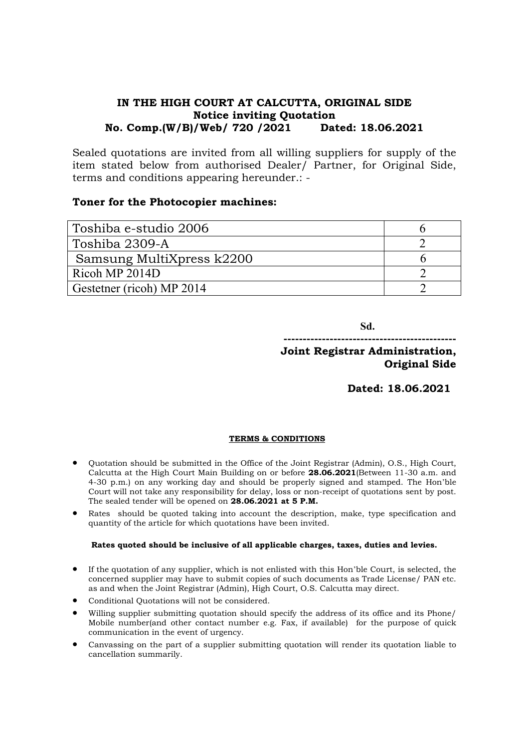**IN THE HIGH COURT AT CALCUTTA, ORIGINAL SIDE**
**Notice inviting Quotation**
**No. Comp.(W/B)/Web/ 720 /2021 Dated: 18.06.2021**

Sealed quotations are invited from all willing suppliers for supply of the item stated below from authorised Dealer/ Partner, for Original Side, terms and conditions appearing hereunder.: -

**Toner for the Photocopier machines:**

| | |
|---|---|
| Toshiba e-studio 2006 | 6 |
| Toshiba 2309-A | 2 |
| Samsung MultiXpress k2200 | 6 |
| Ricoh MP 2014D | 2 |
| Gestetner (ricoh) MP 2014 | 2 |

Sd.

---------------------------------------------
**Joint Registrar Administration,**
**Original Side**

**Dated: 18.06.2021**

**TERMS & CONDITIONS**

- Quotation should be submitted in the Office of the Joint Registrar (Admin), O.S., High Court, Calcutta at the High Court Main Building on or before **28.06.2021**(Between 11-30 a.m. and 4-30 p.m.) on any working day and should be properly signed and stamped. The Hon'ble Court will not take any responsibility for delay, loss or non-receipt of quotations sent by post. The sealed tender will be opened on **28.06.2021 at 5 P.M.**
- Rates should be quoted taking into account the description, make, type specification and quantity of the article for which quotations have been invited.

**Rates quoted should be inclusive of all applicable charges, taxes, duties and levies.**

- If the quotation of any supplier, which is not enlisted with this Hon'ble Court, is selected, the concerned supplier may have to submit copies of such documents as Trade License/ PAN etc. as and when the Joint Registrar (Admin), High Court, O.S. Calcutta may direct.
- Conditional Quotations will not be considered.
- Willing supplier submitting quotation should specify the address of its office and its Phone/ Mobile number(and other contact number e.g. Fax, if available) for the purpose of quick communication in the event of urgency.
- Canvassing on the part of a supplier submitting quotation will render its quotation liable to cancellation summarily.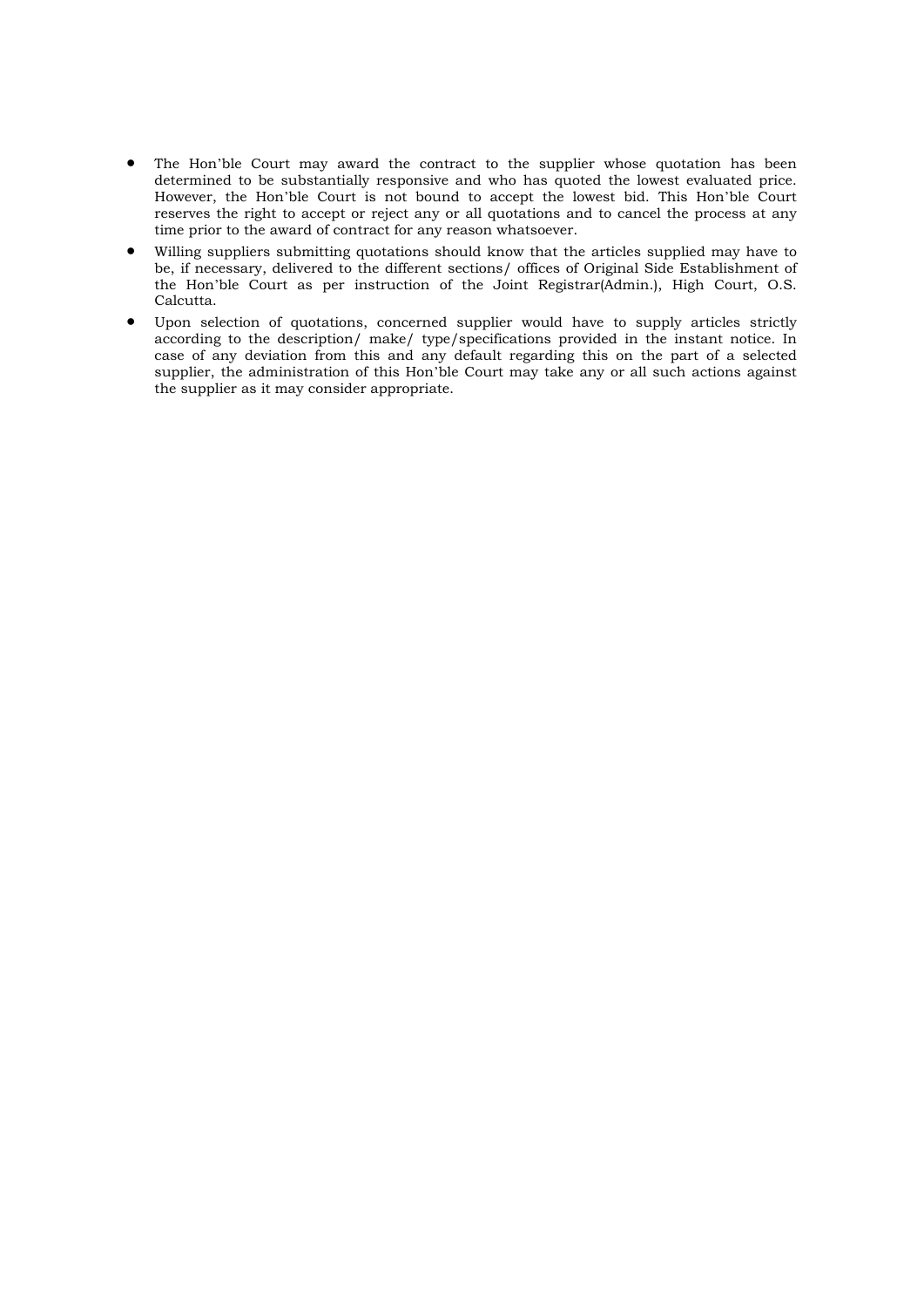- The Hon'ble Court may award the contract to the supplier whose quotation has been determined to be substantially responsive and who has quoted the lowest evaluated price. However, the Hon'ble Court is not bound to accept the lowest bid. This Hon'ble Court reserves the right to accept or reject any or all quotations and to cancel the process at any time prior to the award of contract for any reason whatsoever.
- Willing suppliers submitting quotations should know that the articles supplied may have to be, if necessary, delivered to the different sections/ offices of Original Side Establishment of the Hon'ble Court as per instruction of the Joint Registrar(Admin.), High Court, O.S. Calcutta.
- Upon selection of quotations, concerned supplier would have to supply articles strictly according to the description/ make/ type/specifications provided in the instant notice. In case of any deviation from this and any default regarding this on the part of a selected supplier, the administration of this Hon'ble Court may take any or all such actions against the supplier as it may consider appropriate.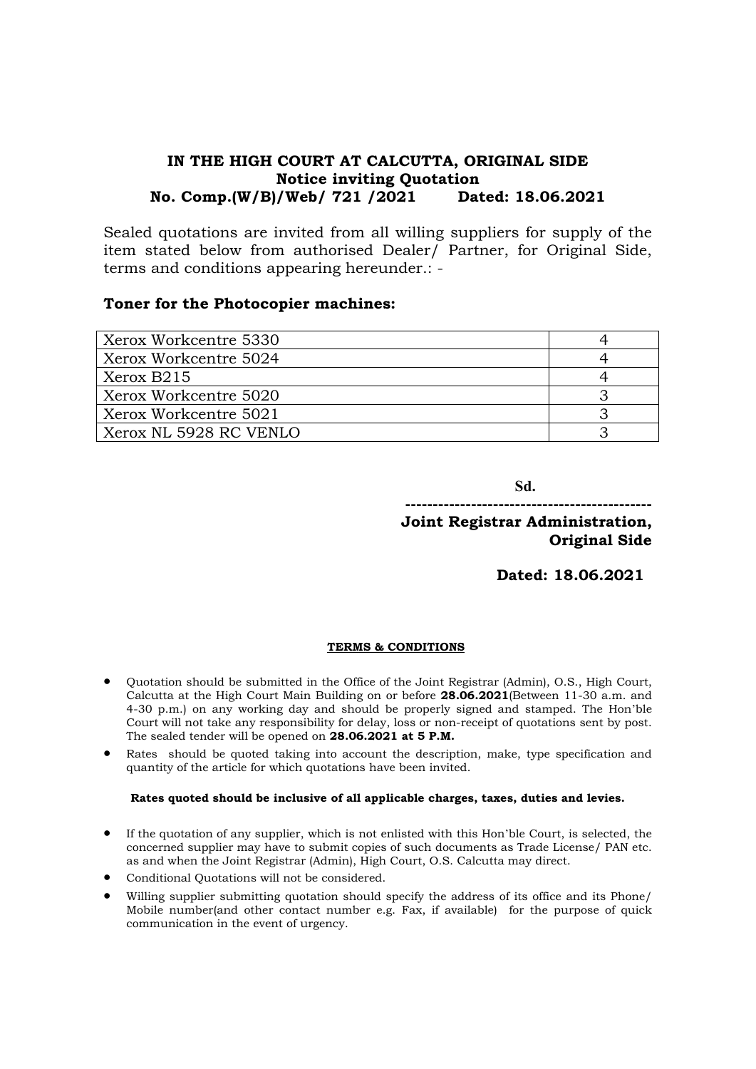# IN THE HIGH COURT AT CALCUTTA, ORIGINAL SIDE

## Notice inviting Quotation

**No. Comp.(W/B)/Web/ 721 /2021 Dated: 18.06.2021**

Sealed quotations are invited from all willing suppliers for supply of the item stated below from authorised Dealer/ Partner, for Original Side, terms and conditions appearing hereunder.: -

**Toner for the Photocopier machines:**

| | |
|---|---|
| Xerox Workcentre 5330 | 4 |
| Xerox Workcentre 5024 | 4 |
| Xerox B215 | 4 |
| Xerox Workcentre 5020 | 3 |
| Xerox Workcentre 5021 | 3 |
| Xerox NL 5928 RC VENLO | 3 |

**Sd.**

**---------------------------------------------**

**Joint Registrar Administration, Original Side**

**Dated: 18.06.2021**

**TERMS & CONDITIONS**

- Quotation should be submitted in the Office of the Joint Registrar (Admin), O.S., High Court, Calcutta at the High Court Main Building on or before **28.06.2021**(Between 11-30 a.m. and 4-30 p.m.) on any working day and should be properly signed and stamped. The Hon'ble Court will not take any responsibility for delay, loss or non-receipt of quotations sent by post. The sealed tender will be opened on **28.06.2021 at 5 P.M.**
- Rates should be quoted taking into account the description, make, type specification and quantity of the article for which quotations have been invited.

**Rates quoted should be inclusive of all applicable charges, taxes, duties and levies.**

- If the quotation of any supplier, which is not enlisted with this Hon'ble Court, is selected, the concerned supplier may have to submit copies of such documents as Trade License/ PAN etc. as and when the Joint Registrar (Admin), High Court, O.S. Calcutta may direct.
- Conditional Quotations will not be considered.
- Willing supplier submitting quotation should specify the address of its office and its Phone/ Mobile number(and other contact number e.g. Fax, if available) for the purpose of quick communication in the event of urgency.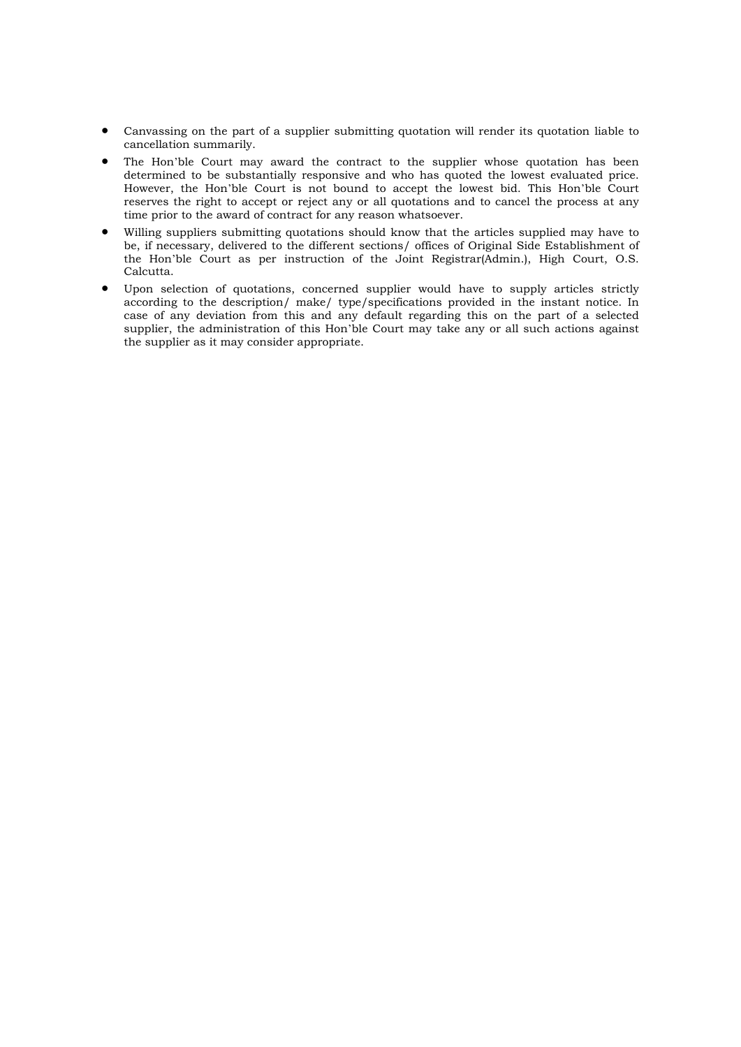- Canvassing on the part of a supplier submitting quotation will render its quotation liable to cancellation summarily.
- The Hon'ble Court may award the contract to the supplier whose quotation has been determined to be substantially responsive and who has quoted the lowest evaluated price. However, the Hon'ble Court is not bound to accept the lowest bid. This Hon'ble Court reserves the right to accept or reject any or all quotations and to cancel the process at any time prior to the award of contract for any reason whatsoever.
- Willing suppliers submitting quotations should know that the articles supplied may have to be, if necessary, delivered to the different sections/ offices of Original Side Establishment of the Hon'ble Court as per instruction of the Joint Registrar(Admin.), High Court, O.S. Calcutta.
- Upon selection of quotations, concerned supplier would have to supply articles strictly according to the description/ make/ type/specifications provided in the instant notice. In case of any deviation from this and any default regarding this on the part of a selected supplier, the administration of this Hon'ble Court may take any or all such actions against the supplier as it may consider appropriate.